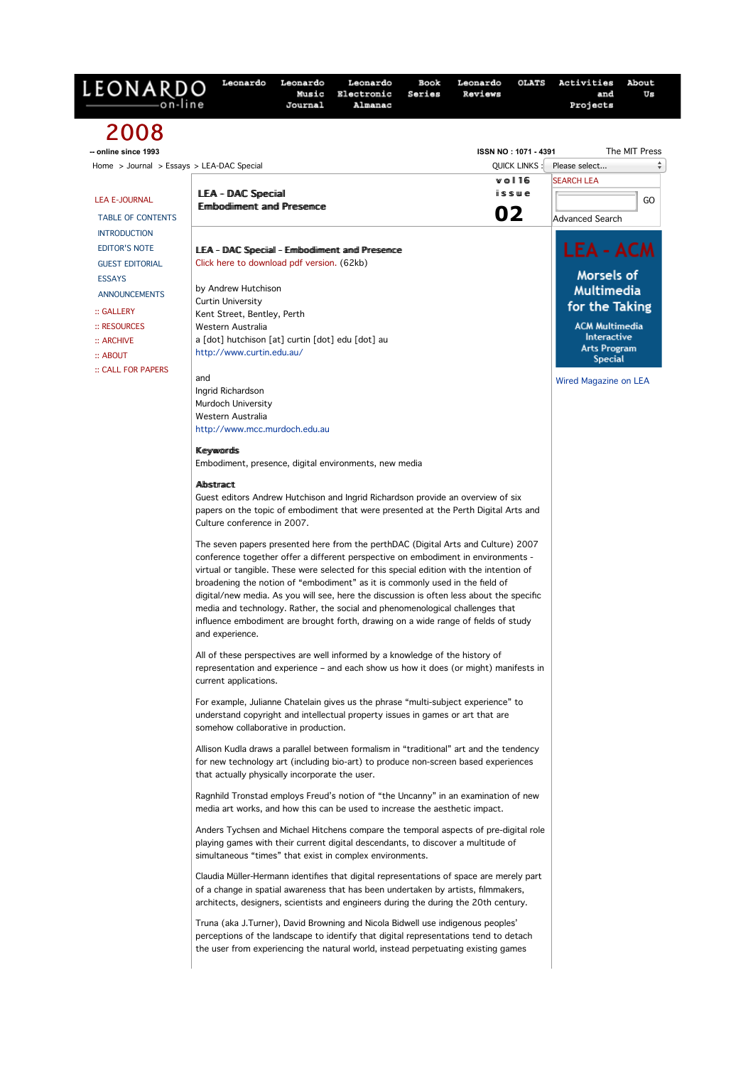# LEA - DAC Special – Embodiment and Presence

Click here to download pdf version. (62kb)

by Andrew Hutchison
Curtin University
Kent Street, Bentley, Perth
Western Australia
a [dot] hutchison [at] curtin [dot] edu [dot] au
http://www.curtin.edu.au/

and
Ingrid Richardson
Murdoch University
Western Australia
http://www.mcc.murdoch.edu.au

**Keywords**

Embodiment, presence, digital environments, new media

**Abstract**

Guest editors Andrew Hutchison and Ingrid Richardson provide an overview of six papers on the topic of embodiment that were presented at the Perth Digital Arts and Culture conference in 2007.

The seven papers presented here from the perthDAC (Digital Arts and Culture) 2007 conference together offer a different perspective on embodiment in environments - virtual or tangible. These were selected for this special edition with the intention of broadening the notion of "embodiment" as it is commonly used in the field of digital/new media. As you will see, here the discussion is often less about the specific media and technology. Rather, the social and phenomenological challenges that influence embodiment are brought forth, drawing on a wide range of fields of study and experience.

All of these perspectives are well informed by a knowledge of the history of representation and experience – and each show us how it does (or might) manifests in current applications.

For example, Julianne Chatelain gives us the phrase "multi-subject experience" to understand copyright and intellectual property issues in games or art that are somehow collaborative in production.

Allison Kudla draws a parallel between formalism in "traditional" art and the tendency for new technology art (including bio-art) to produce non-screen based experiences that actually physically incorporate the user.

Ragnhild Tronstad employs Freud's notion of "the Uncanny" in an examination of new media art works, and how this can be used to increase the aesthetic impact.

Anders Tychsen and Michael Hitchens compare the temporal aspects of pre-digital role playing games with their current digital descendants, to discover a multitude of simultaneous "times" that exist in complex environments.

Claudia Müller-Hermann identifies that digital representations of space are merely part of a change in spatial awareness that has been undertaken by artists, filmmakers, architects, designers, scientists and engineers during the during the 20th century.

Truna (aka J.Turner), David Browning and Nicola Bidwell use indigenous peoples' perceptions of the landscape to identify that digital representations tend to detach the user from experiencing the natural world, instead perpetuating existing games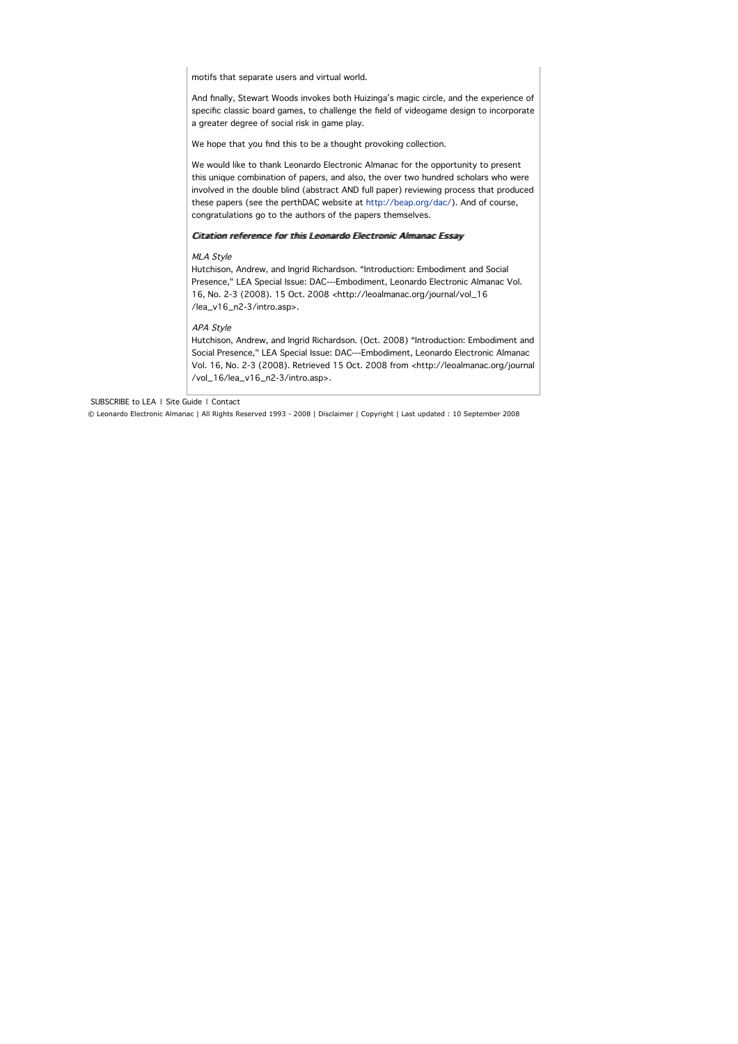motifs that separate users and virtual world.

And finally, Stewart Woods invokes both Huizinga's magic circle, and the experience of specific classic board games, to challenge the field of videogame design to incorporate a greater degree of social risk in game play.

We hope that you find this to be a thought provoking collection.

We would like to thank Leonardo Electronic Almanac for the opportunity to present this unique combination of papers, and also, the over two hundred scholars who were involved in the double blind (abstract AND full paper) reviewing process that produced these papers (see the perthDAC website at http://beap.org/dac/). And of course, congratulations go to the authors of the papers themselves.

***Citation reference for this Leonardo Electronic Almanac Essay***

*MLA Style*

Hutchison, Andrew, and Ingrid Richardson. "Introduction: Embodiment and Social Presence," LEA Special Issue: DAC---Embodiment, Leonardo Electronic Almanac Vol. 16, No. 2-3 (2008). 15 Oct. 2008 <http://leoalmanac.org/journal/vol_16/lea_v16_n2-3/intro.asp>.

*APA Style*

Hutchison, Andrew, and Ingrid Richardson. (Oct. 2008) "Introduction: Embodiment and Social Presence," LEA Special Issue: DAC---Embodiment, Leonardo Electronic Almanac Vol. 16, No. 2-3 (2008). Retrieved 15 Oct. 2008 from <http://leoalmanac.org/journal/vol_16/lea_v16_n2-3/intro.asp>.

SUBSCRIBE to LEA | Site Guide | Contact

© Leonardo Electronic Almanac | All Rights Reserved 1993 - 2008 | Disclaimer | Copyright | Last updated : 10 September 2008